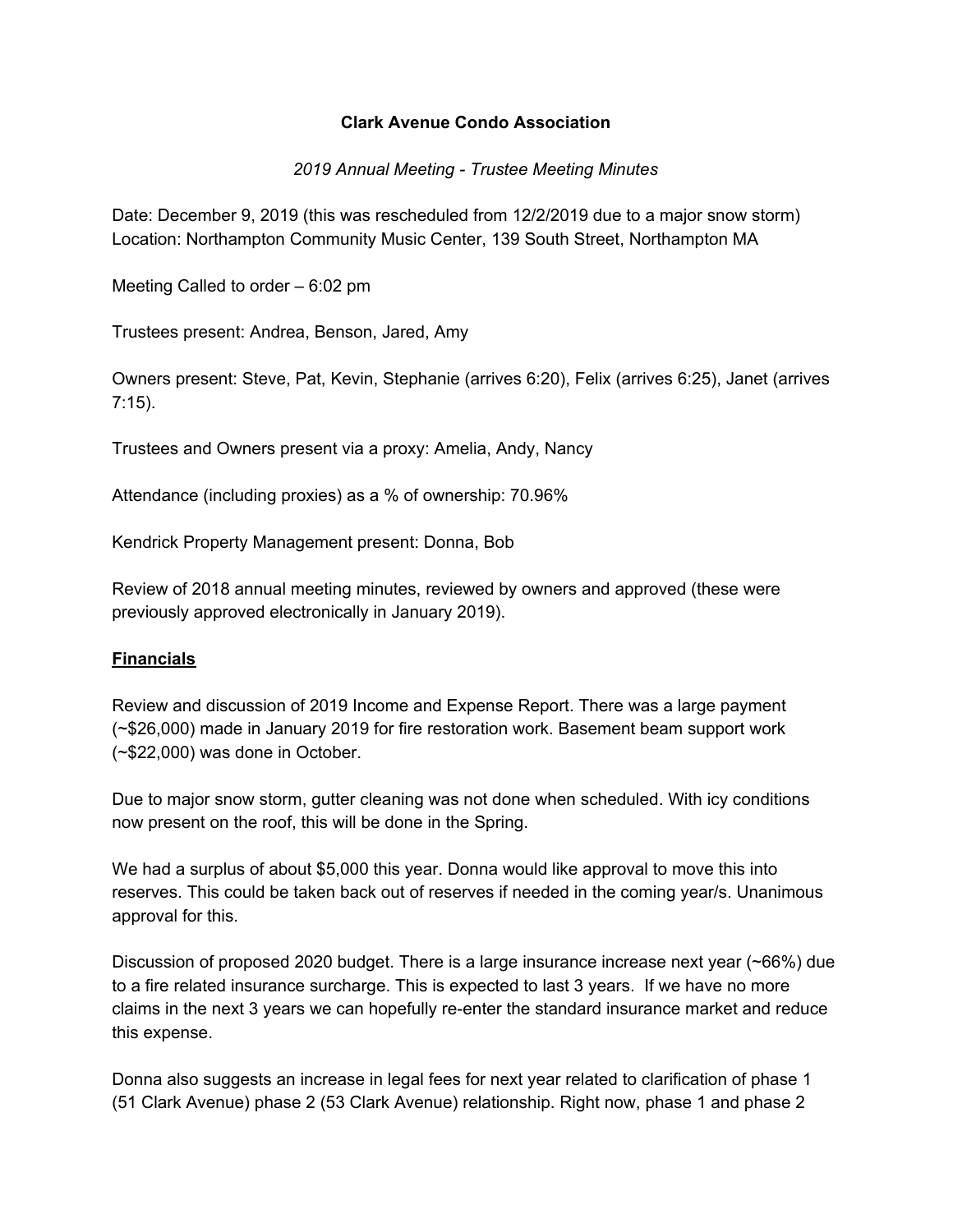**Clark Avenue Condo Association**

*2019 Annual Meeting - Trustee Meeting Minutes*

Date: December 9, 2019 (this was rescheduled from 12/2/2019 due to a major snow storm)
Location: Northampton Community Music Center, 139 South Street, Northampton MA

Meeting Called to order – 6:02 pm

Trustees present: Andrea, Benson, Jared, Amy

Owners present: Steve, Pat, Kevin, Stephanie (arrives 6:20), Felix (arrives 6:25), Janet (arrives 7:15).

Trustees and Owners present via a proxy: Amelia, Andy, Nancy

Attendance (including proxies) as a % of ownership: 70.96%

Kendrick Property Management present: Donna, Bob

Review of 2018 annual meeting minutes, reviewed by owners and approved (these were previously approved electronically in January 2019).

**Financials**

Review and discussion of 2019 Income and Expense Report. There was a large payment (~$26,000) made in January 2019 for fire restoration work. Basement beam support work (~$22,000) was done in October.

Due to major snow storm, gutter cleaning was not done when scheduled. With icy conditions now present on the roof, this will be done in the Spring.

We had a surplus of about $5,000 this year. Donna would like approval to move this into reserves. This could be taken back out of reserves if needed in the coming year/s. Unanimous approval for this.

Discussion of proposed 2020 budget. There is a large insurance increase next year (~66%) due to a fire related insurance surcharge. This is expected to last 3 years. If we have no more claims in the next 3 years we can hopefully re-enter the standard insurance market and reduce this expense.

Donna also suggests an increase in legal fees for next year related to clarification of phase 1 (51 Clark Avenue) phase 2 (53 Clark Avenue) relationship. Right now, phase 1 and phase 2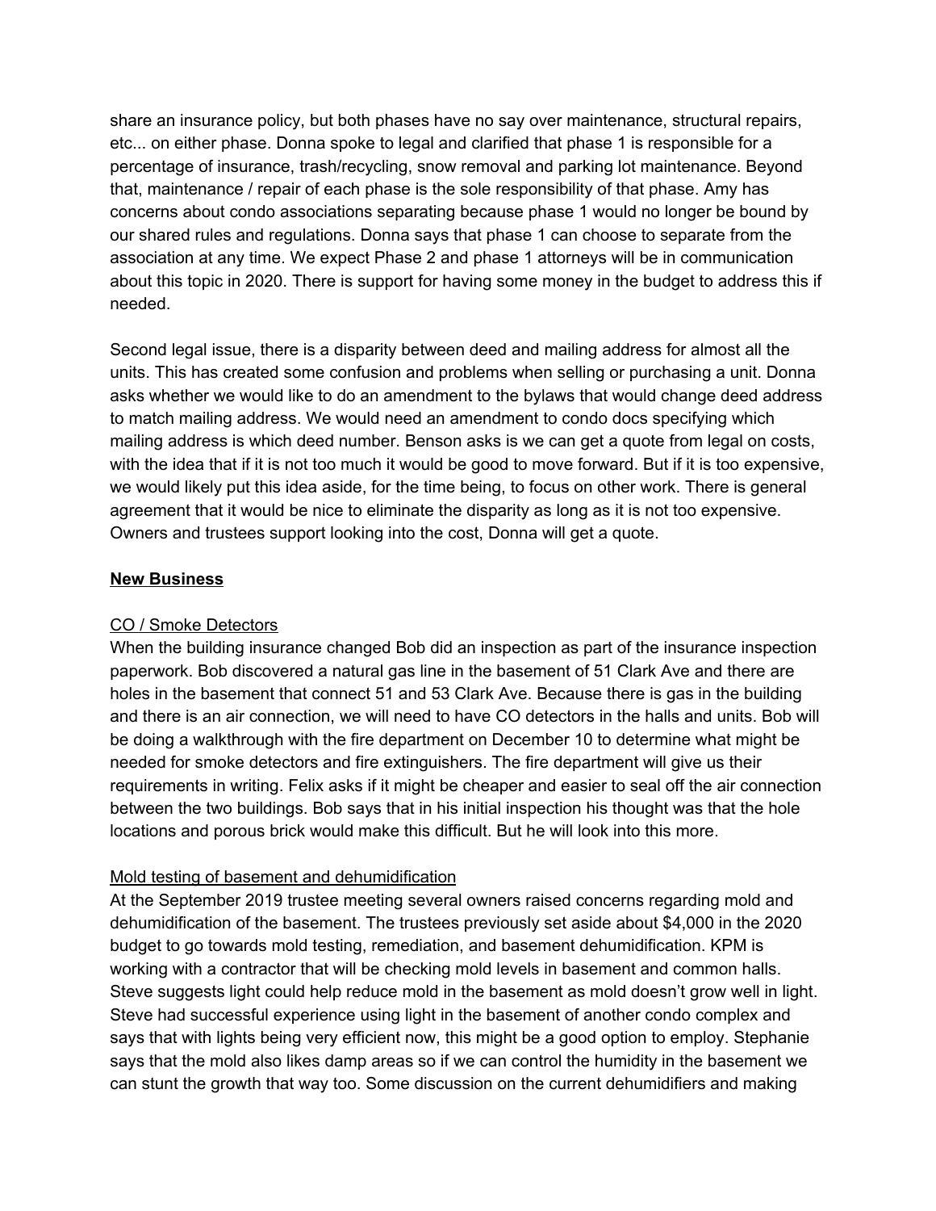share an insurance policy, but both phases have no say over maintenance, structural repairs, etc... on either phase. Donna spoke to legal and clarified that phase 1 is responsible for a percentage of insurance, trash/recycling, snow removal and parking lot maintenance. Beyond that, maintenance / repair of each phase is the sole responsibility of that phase. Amy has concerns about condo associations separating because phase 1 would no longer be bound by our shared rules and regulations. Donna says that phase 1 can choose to separate from the association at any time. We expect Phase 2 and phase 1 attorneys will be in communication about this topic in 2020. There is support for having some money in the budget to address this if needed.

Second legal issue, there is a disparity between deed and mailing address for almost all the units. This has created some confusion and problems when selling or purchasing a unit. Donna asks whether we would like to do an amendment to the bylaws that would change deed address to match mailing address. We would need an amendment to condo docs specifying which mailing address is which deed number. Benson asks is we can get a quote from legal on costs, with the idea that if it is not too much it would be good to move forward. But if it is too expensive, we would likely put this idea aside, for the time being, to focus on other work. There is general agreement that it would be nice to eliminate the disparity as long as it is not too expensive. Owners and trustees support looking into the cost, Donna will get a quote.

## **New Business**

### CO / Smoke Detectors

When the building insurance changed Bob did an inspection as part of the insurance inspection paperwork. Bob discovered a natural gas line in the basement of 51 Clark Ave and there are holes in the basement that connect 51 and 53 Clark Ave. Because there is gas in the building and there is an air connection, we will need to have CO detectors in the halls and units. Bob will be doing a walkthrough with the fire department on December 10 to determine what might be needed for smoke detectors and fire extinguishers. The fire department will give us their requirements in writing. Felix asks if it might be cheaper and easier to seal off the air connection between the two buildings. Bob says that in his initial inspection his thought was that the hole locations and porous brick would make this difficult. But he will look into this more.

### Mold testing of basement and dehumidification

At the September 2019 trustee meeting several owners raised concerns regarding mold and dehumidification of the basement. The trustees previously set aside about $4,000 in the 2020 budget to go towards mold testing, remediation, and basement dehumidification. KPM is working with a contractor that will be checking mold levels in basement and common halls. Steve suggests light could help reduce mold in the basement as mold doesn't grow well in light. Steve had successful experience using light in the basement of another condo complex and says that with lights being very efficient now, this might be a good option to employ. Stephanie says that the mold also likes damp areas so if we can control the humidity in the basement we can stunt the growth that way too. Some discussion on the current dehumidifiers and making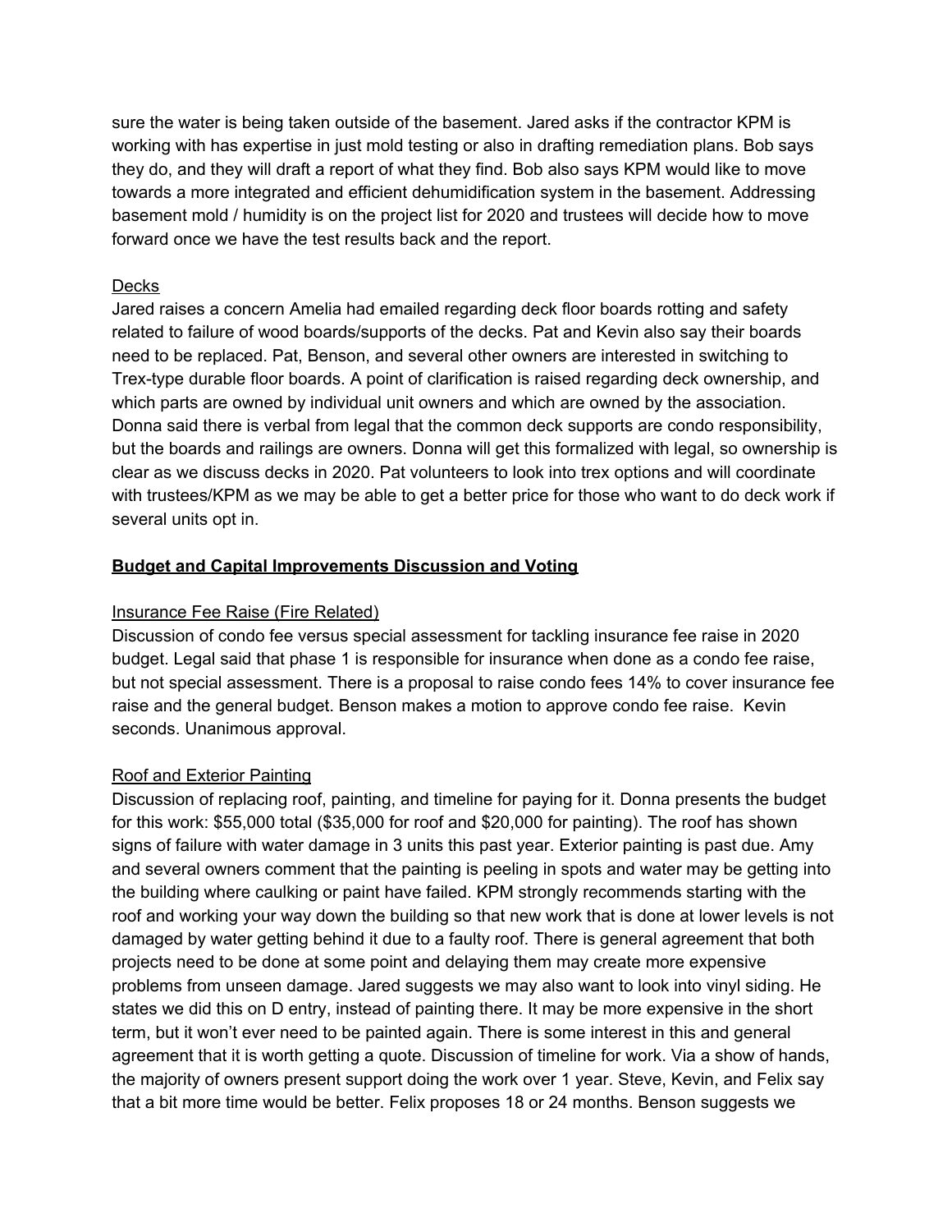sure the water is being taken outside of the basement. Jared asks if the contractor KPM is working with has expertise in just mold testing or also in drafting remediation plans. Bob says they do, and they will draft a report of what they find. Bob also says KPM would like to move towards a more integrated and efficient dehumidification system in the basement. Addressing basement mold / humidity is on the project list for 2020 and trustees will decide how to move forward once we have the test results back and the report.

Decks

Jared raises a concern Amelia had emailed regarding deck floor boards rotting and safety related to failure of wood boards/supports of the decks. Pat and Kevin also say their boards need to be replaced. Pat, Benson, and several other owners are interested in switching to Trex-type durable floor boards. A point of clarification is raised regarding deck ownership, and which parts are owned by individual unit owners and which are owned by the association. Donna said there is verbal from legal that the common deck supports are condo responsibility, but the boards and railings are owners. Donna will get this formalized with legal, so ownership is clear as we discuss decks in 2020. Pat volunteers to look into trex options and will coordinate with trustees/KPM as we may be able to get a better price for those who want to do deck work if several units opt in.

**Budget and Capital Improvements Discussion and Voting**

Insurance Fee Raise (Fire Related)

Discussion of condo fee versus special assessment for tackling insurance fee raise in 2020 budget. Legal said that phase 1 is responsible for insurance when done as a condo fee raise, but not special assessment. There is a proposal to raise condo fees 14% to cover insurance fee raise and the general budget. Benson makes a motion to approve condo fee raise. Kevin seconds. Unanimous approval.

Roof and Exterior Painting

Discussion of replacing roof, painting, and timeline for paying for it. Donna presents the budget for this work: $55,000 total ($35,000 for roof and $20,000 for painting). The roof has shown signs of failure with water damage in 3 units this past year. Exterior painting is past due. Amy and several owners comment that the painting is peeling in spots and water may be getting into the building where caulking or paint have failed. KPM strongly recommends starting with the roof and working your way down the building so that new work that is done at lower levels is not damaged by water getting behind it due to a faulty roof. There is general agreement that both projects need to be done at some point and delaying them may create more expensive problems from unseen damage. Jared suggests we may also want to look into vinyl siding. He states we did this on D entry, instead of painting there. It may be more expensive in the short term, but it won't ever need to be painted again. There is some interest in this and general agreement that it is worth getting a quote. Discussion of timeline for work. Via a show of hands, the majority of owners present support doing the work over 1 year. Steve, Kevin, and Felix say that a bit more time would be better. Felix proposes 18 or 24 months. Benson suggests we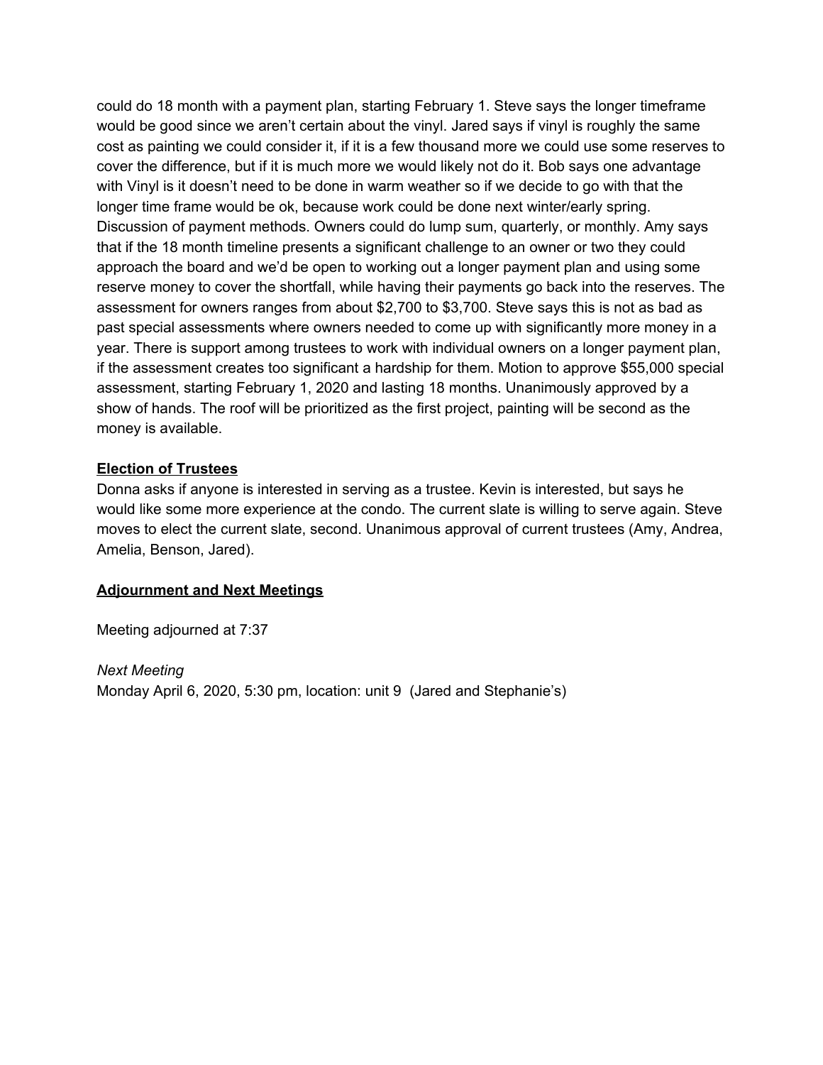could do 18 month with a payment plan, starting February 1. Steve says the longer timeframe would be good since we aren't certain about the vinyl. Jared says if vinyl is roughly the same cost as painting we could consider it, if it is a few thousand more we could use some reserves to cover the difference, but if it is much more we would likely not do it. Bob says one advantage with Vinyl is it doesn't need to be done in warm weather so if we decide to go with that the longer time frame would be ok, because work could be done next winter/early spring. Discussion of payment methods. Owners could do lump sum, quarterly, or monthly. Amy says that if the 18 month timeline presents a significant challenge to an owner or two they could approach the board and we'd be open to working out a longer payment plan and using some reserve money to cover the shortfall, while having their payments go back into the reserves. The assessment for owners ranges from about $2,700 to $3,700. Steve says this is not as bad as past special assessments where owners needed to come up with significantly more money in a year. There is support among trustees to work with individual owners on a longer payment plan, if the assessment creates too significant a hardship for them. Motion to approve $55,000 special assessment, starting February 1, 2020 and lasting 18 months. Unanimously approved by a show of hands. The roof will be prioritized as the first project, painting will be second as the money is available.

**Election of Trustees**

Donna asks if anyone is interested in serving as a trustee. Kevin is interested, but says he would like some more experience at the condo. The current slate is willing to serve again. Steve moves to elect the current slate, second. Unanimous approval of current trustees (Amy, Andrea, Amelia, Benson, Jared).

**Adjournment and Next Meetings**

Meeting adjourned at 7:37

*Next Meeting*

Monday April 6, 2020, 5:30 pm, location: unit 9 (Jared and Stephanie's)